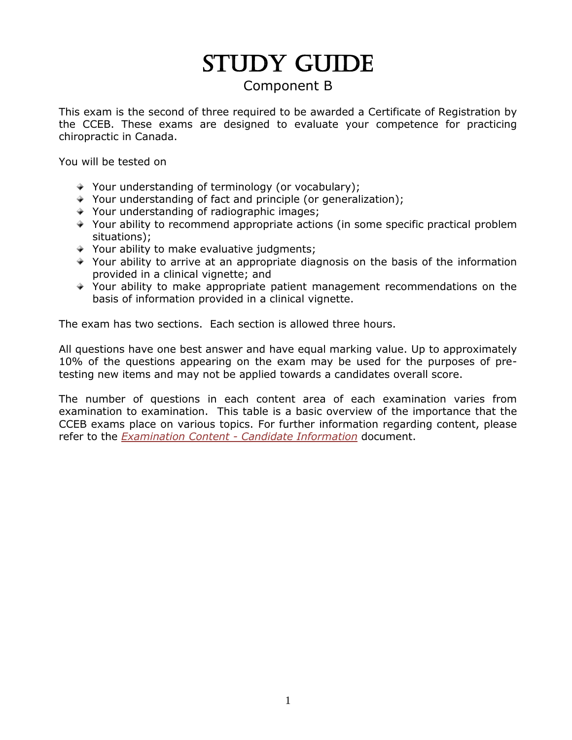# Study Guide

## Component B

This exam is the second of three required to be awarded a Certificate of Registration by the CCEB. These exams are designed to evaluate your competence for practicing chiropractic in Canada.

You will be tested on

- Your understanding of terminology (or vocabulary);
- Your understanding of fact and principle (or generalization);
- Your understanding of radiographic images;
- Your ability to recommend appropriate actions (in some specific practical problem situations);
- Your ability to make evaluative judgments;
- Your ability to arrive at an appropriate diagnosis on the basis of the information provided in a clinical vignette; and
- Your ability to make appropriate patient management recommendations on the basis of information provided in a clinical vignette.

The exam has two sections. Each section is allowed three hours.

All questions have one best answer and have equal marking value. Up to approximately 10% of the questions appearing on the exam may be used for the purposes of pre-testing new items and may not be applied towards a candidates overall score.

The number of questions in each content area of each examination varies from examination to examination. This table is a basic overview of the importance that the CCEB exams place on various topics. For further information regarding content, please refer to the *Examination Content - Candidate Information* document.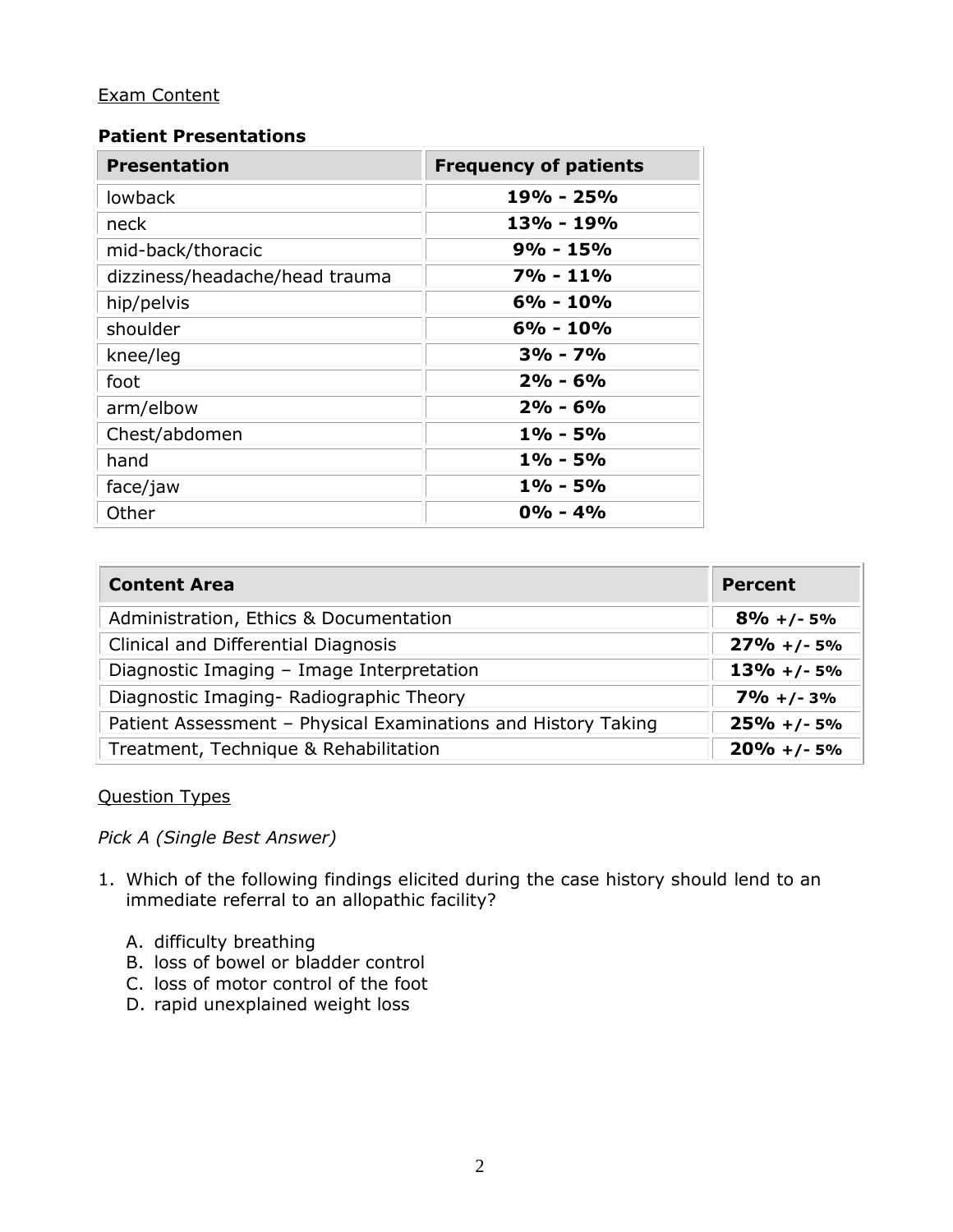<u>Exam Content</u>

**Patient Presentations**

| Presentation | Frequency of patients |
| --- | --- |
| lowback | **19% - 25%** |
| neck | **13% - 19%** |
| mid-back/thoracic | **9% - 15%** |
| dizziness/headache/head trauma | **7% - 11%** |
| hip/pelvis | **6% - 10%** |
| shoulder | **6% - 10%** |
| knee/leg | **3% - 7%** |
| foot | **2% - 6%** |
| arm/elbow | **2% - 6%** |
| Chest/abdomen | **1% - 5%** |
| hand | **1% - 5%** |
| face/jaw | **1% - 5%** |
| Other | **0% - 4%** |

| Content Area | Percent |
| --- | --- |
| Administration, Ethics & Documentation | **8% +/- 5%** |
| Clinical and Differential Diagnosis | **27% +/- 5%** |
| Diagnostic Imaging – Image Interpretation | **13% +/- 5%** |
| Diagnostic Imaging- Radiographic Theory | **7% +/- 3%** |
| Patient Assessment – Physical Examinations and History Taking | **25% +/- 5%** |
| Treatment, Technique & Rehabilitation | **20% +/- 5%** |

<u>Question Types</u>

*Pick A (Single Best Answer)*

1. Which of the following findings elicited during the case history should lend to an immediate referral to an allopathic facility?

   A. difficulty breathing
   B. loss of bowel or bladder control
   C. loss of motor control of the foot
   D. rapid unexplained weight loss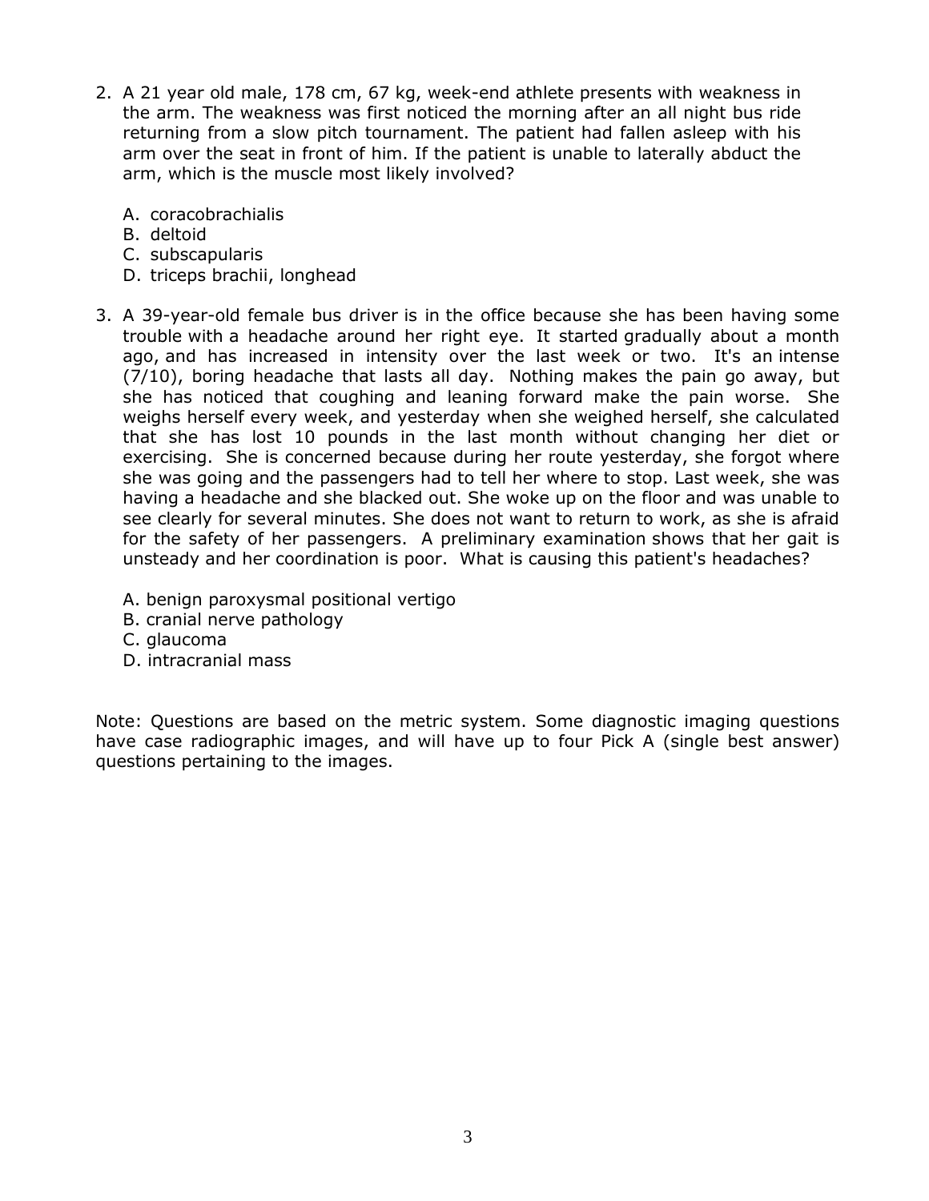2. A 21 year old male, 178 cm, 67 kg, week-end athlete presents with weakness in the arm. The weakness was first noticed the morning after an all night bus ride returning from a slow pitch tournament. The patient had fallen asleep with his arm over the seat in front of him. If the patient is unable to laterally abduct the arm, which is the muscle most likely involved?

   A. coracobrachialis
   B. deltoid
   C. subscapularis
   D. triceps brachii, longhead

3. A 39-year-old female bus driver is in the office because she has been having some trouble with a headache around her right eye. It started gradually about a month ago, and has increased in intensity over the last week or two. It's an intense (7/10), boring headache that lasts all day. Nothing makes the pain go away, but she has noticed that coughing and leaning forward make the pain worse. She weighs herself every week, and yesterday when she weighed herself, she calculated that she has lost 10 pounds in the last month without changing her diet or exercising. She is concerned because during her route yesterday, she forgot where she was going and the passengers had to tell her where to stop. Last week, she was having a headache and she blacked out. She woke up on the floor and was unable to see clearly for several minutes. She does not want to return to work, as she is afraid for the safety of her passengers. A preliminary examination shows that her gait is unsteady and her coordination is poor. What is causing this patient's headaches?

   A. benign paroxysmal positional vertigo
   B. cranial nerve pathology
   C. glaucoma
   D. intracranial mass

Note: Questions are based on the metric system. Some diagnostic imaging questions have case radiographic images, and will have up to four Pick A (single best answer) questions pertaining to the images.